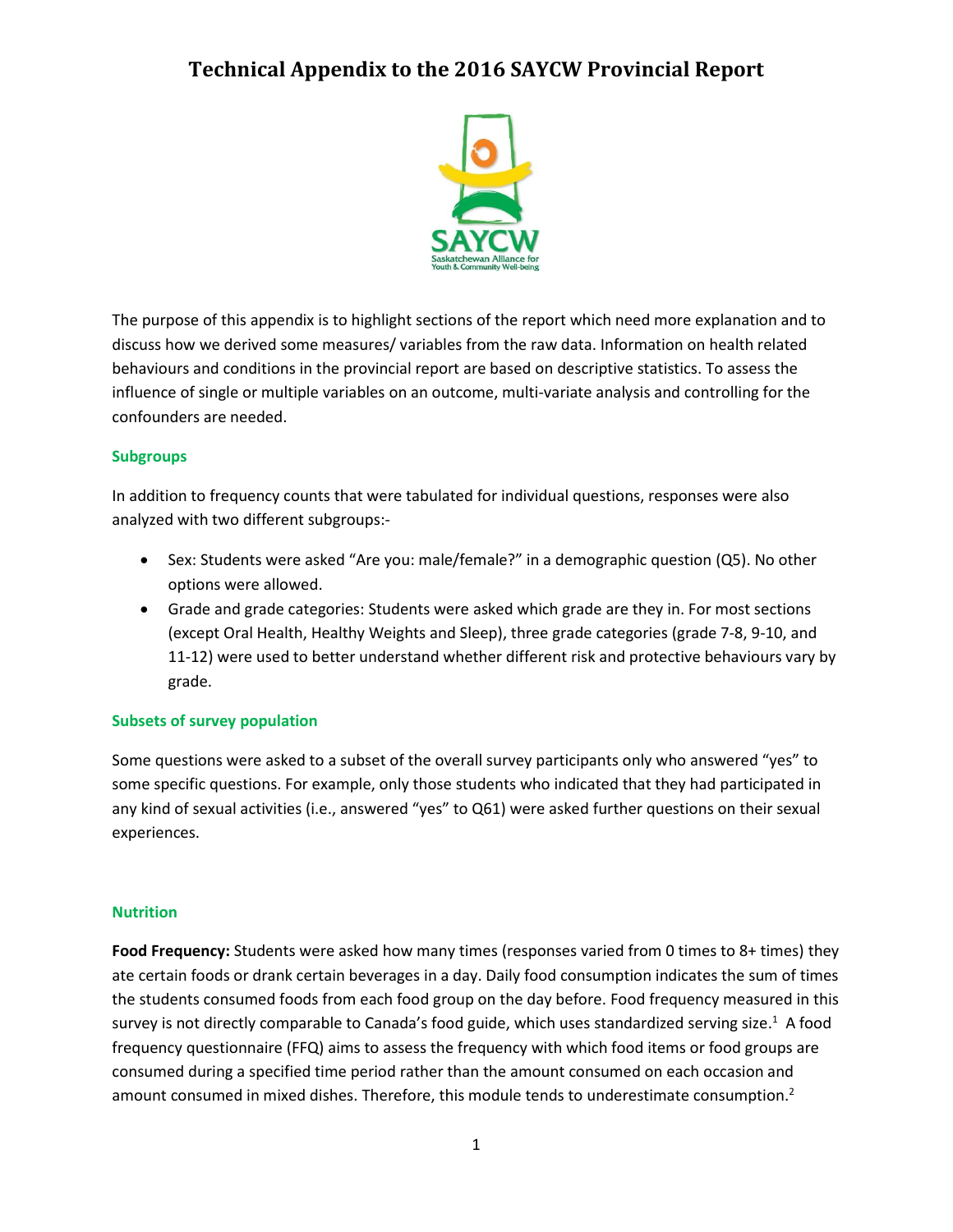# Technical Appendix to the 2016 SAYCW Provincial Report

The purpose of this appendix is to highlight sections of the report which need more explanation and to discuss how we derived some measures/ variables from the raw data. Information on health related behaviours and conditions in the provincial report are based on descriptive statistics. To assess the influence of single or multiple variables on an outcome, multi-variate analysis and controlling for the confounders are needed.

## Subgroups

In addition to frequency counts that were tabulated for individual questions, responses were also analyzed with two different subgroups:-

- Sex: Students were asked "Are you: male/female?" in a demographic question (Q5). No other options were allowed.
- Grade and grade categories: Students were asked which grade are they in. For most sections (except Oral Health, Healthy Weights and Sleep), three grade categories (grade 7-8, 9-10, and 11-12) were used to better understand whether different risk and protective behaviours vary by grade.

## Subsets of survey population

Some questions were asked to a subset of the overall survey participants only who answered "yes" to some specific questions. For example, only those students who indicated that they had participated in any kind of sexual activities (i.e., answered "yes" to Q61) were asked further questions on their sexual experiences.

## Nutrition

**Food Frequency:** Students were asked how many times (responses varied from 0 times to 8+ times) they ate certain foods or drank certain beverages in a day. Daily food consumption indicates the sum of times the students consumed foods from each food group on the day before. Food frequency measured in this survey is not directly comparable to Canada's food guide, which uses standardized serving size.[1] A food frequency questionnaire (FFQ) aims to assess the frequency with which food items or food groups are consumed during a specified time period rather than the amount consumed on each occasion and amount consumed in mixed dishes. Therefore, this module tends to underestimate consumption.[2]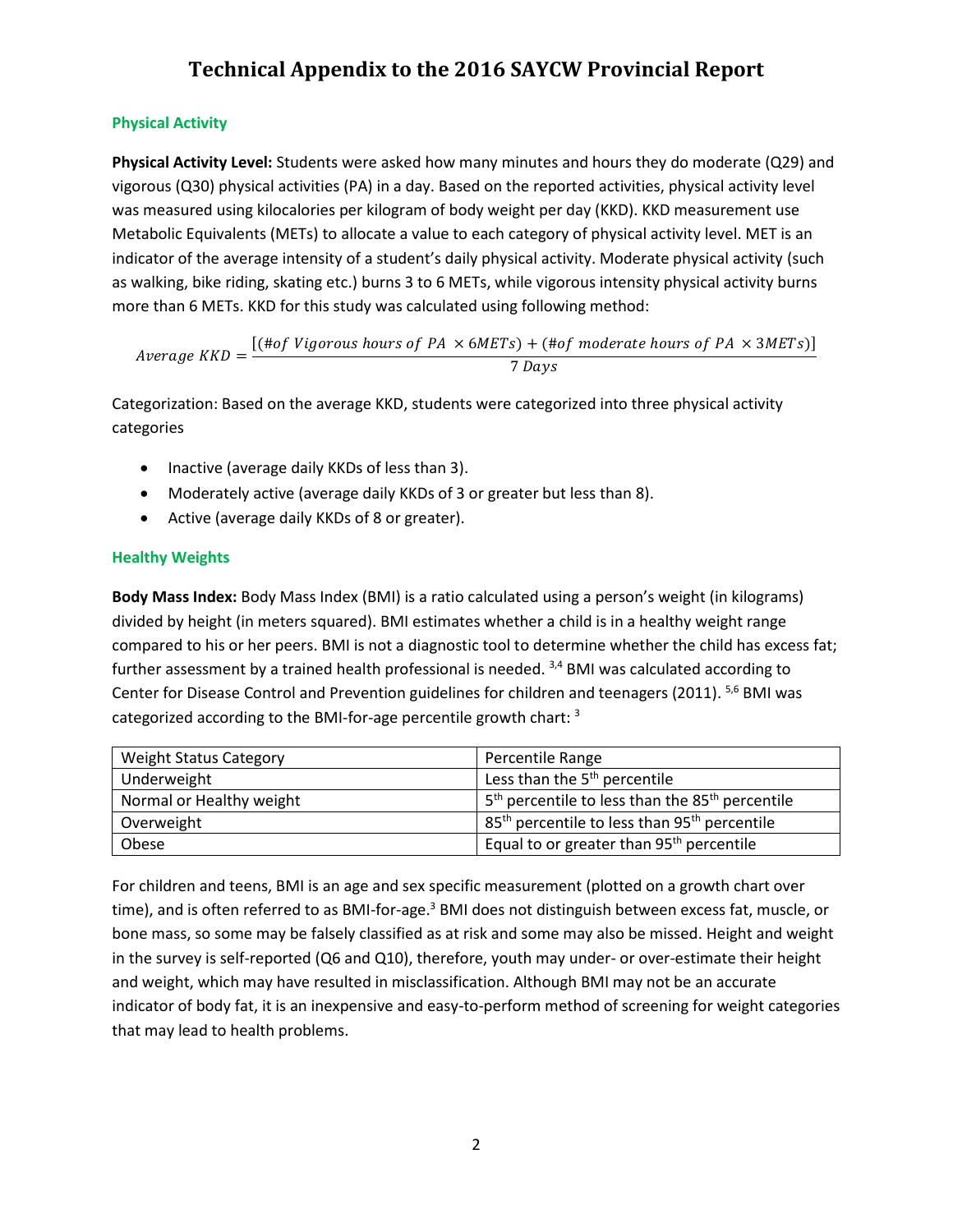# Technical Appendix to the 2016 SAYCW Provincial Report

## Physical Activity

**Physical Activity Level:** Students were asked how many minutes and hours they do moderate (Q29) and vigorous (Q30) physical activities (PA) in a day. Based on the reported activities, physical activity level was measured using kilocalories per kilogram of body weight per day (KKD). KKD measurement use Metabolic Equivalents (METs) to allocate a value to each category of physical activity level. MET is an indicator of the average intensity of a student's daily physical activity. Moderate physical activity (such as walking, bike riding, skating etc.) burns 3 to 6 METs, while vigorous intensity physical activity burns more than 6 METs. KKD for this study was calculated using following method:

$$Average\ KKD = \frac{[(\#of\ Vigorous\ hours\ of\ PA\ \times 6METs) + (\#of\ moderate\ hours\ of\ PA\ \times 3METs)]}{7\ Days}$$

Categorization: Based on the average KKD, students were categorized into three physical activity categories

- Inactive (average daily KKDs of less than 3).
- Moderately active (average daily KKDs of 3 or greater but less than 8).
- Active (average daily KKDs of 8 or greater).

## Healthy Weights

**Body Mass Index:** Body Mass Index (BMI) is a ratio calculated using a person's weight (in kilograms) divided by height (in meters squared). BMI estimates whether a child is in a healthy weight range compared to his or her peers. BMI is not a diagnostic tool to determine whether the child has excess fat; further assessment by a trained health professional is needed. [3,4] BMI was calculated according to Center for Disease Control and Prevention guidelines for children and teenagers (2011). [5,6] BMI was categorized according to the BMI-for-age percentile growth chart: [3]

| Weight Status Category | Percentile Range |
|---|---|
| Underweight | Less than the 5th percentile |
| Normal or Healthy weight | 5th percentile to less than the 85th percentile |
| Overweight | 85th percentile to less than 95th percentile |
| Obese | Equal to or greater than 95th percentile |

For children and teens, BMI is an age and sex specific measurement (plotted on a growth chart over time), and is often referred to as BMI-for-age.[3] BMI does not distinguish between excess fat, muscle, or bone mass, so some may be falsely classified as at risk and some may also be missed. Height and weight in the survey is self-reported (Q6 and Q10), therefore, youth may under- or over-estimate their height and weight, which may have resulted in misclassification. Although BMI may not be an accurate indicator of body fat, it is an inexpensive and easy-to-perform method of screening for weight categories that may lead to health problems.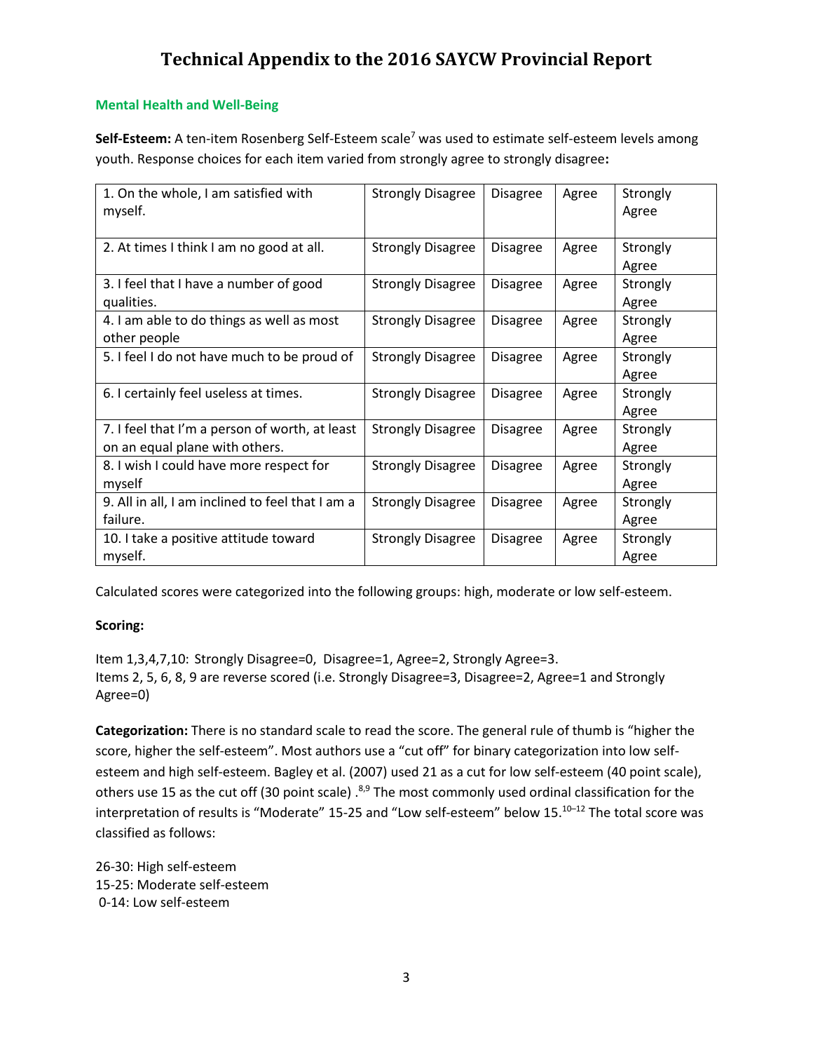# Technical Appendix to the 2016 SAYCW Provincial Report

## Mental Health and Well-Being

**Self-Esteem:** A ten-item Rosenberg Self-Esteem scale[7] was used to estimate self-esteem levels among youth. Response choices for each item varied from strongly agree to strongly disagree**:**

| | | | | |
|---|---|---|---|---|
| 1. On the whole, I am satisfied with myself. | Strongly Disagree | Disagree | Agree | Strongly Agree |
| 2. At times I think I am no good at all. | Strongly Disagree | Disagree | Agree | Strongly Agree |
| 3. I feel that I have a number of good qualities. | Strongly Disagree | Disagree | Agree | Strongly Agree |
| 4. I am able to do things as well as most other people | Strongly Disagree | Disagree | Agree | Strongly Agree |
| 5. I feel I do not have much to be proud of | Strongly Disagree | Disagree | Agree | Strongly Agree |
| 6. I certainly feel useless at times. | Strongly Disagree | Disagree | Agree | Strongly Agree |
| 7. I feel that I'm a person of worth, at least on an equal plane with others. | Strongly Disagree | Disagree | Agree | Strongly Agree |
| 8. I wish I could have more respect for myself | Strongly Disagree | Disagree | Agree | Strongly Agree |
| 9. All in all, I am inclined to feel that I am a failure. | Strongly Disagree | Disagree | Agree | Strongly Agree |
| 10. I take a positive attitude toward myself. | Strongly Disagree | Disagree | Agree | Strongly Agree |

Calculated scores were categorized into the following groups: high, moderate or low self-esteem.

**Scoring:**

Item 1,3,4,7,10: Strongly Disagree=0, Disagree=1, Agree=2, Strongly Agree=3.
Items 2, 5, 6, 8, 9 are reverse scored (i.e. Strongly Disagree=3, Disagree=2, Agree=1 and Strongly Agree=0)

**Categorization:** There is no standard scale to read the score. The general rule of thumb is "higher the score, higher the self-esteem". Most authors use a "cut off" for binary categorization into low self-esteem and high self-esteem. Bagley et al. (2007) used 21 as a cut for low self-esteem (40 point scale), others use 15 as the cut off (30 point scale) .[8,9] The most commonly used ordinal classification for the interpretation of results is "Moderate" 15-25 and "Low self-esteem" below 15.[10–12] The total score was classified as follows:

26-30: High self-esteem
15-25: Moderate self-esteem
0-14: Low self-esteem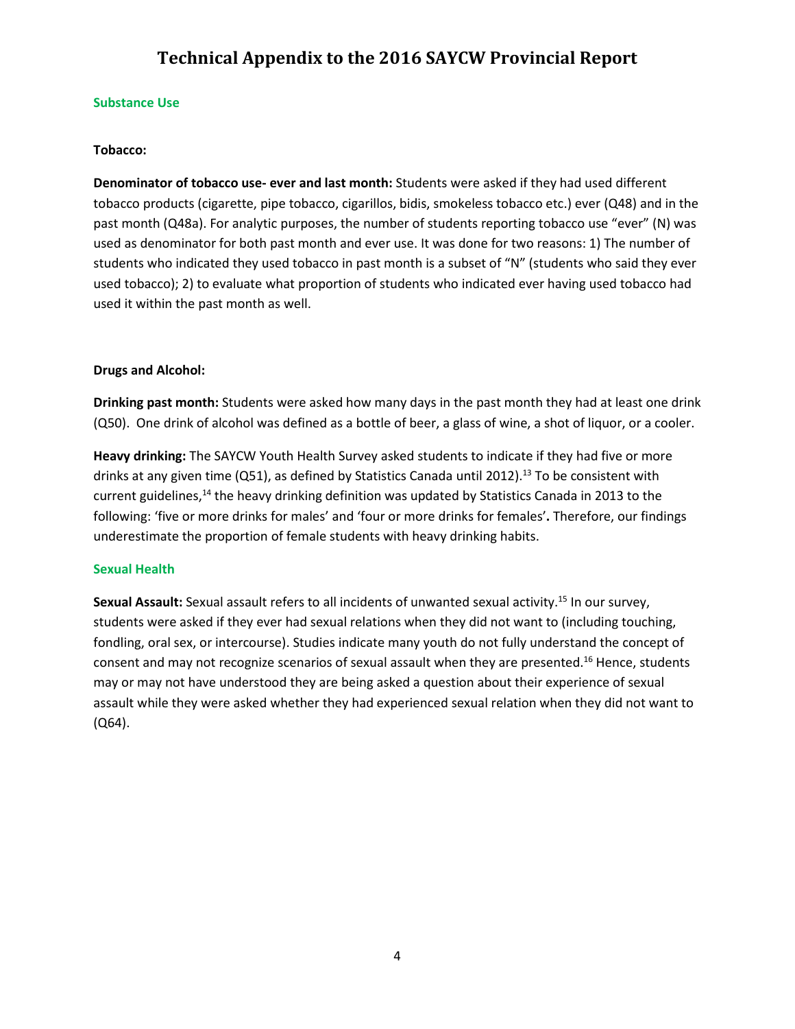# Technical Appendix to the 2016 SAYCW Provincial Report

## Substance Use

### Tobacco:

**Denominator of tobacco use- ever and last month:** Students were asked if they had used different tobacco products (cigarette, pipe tobacco, cigarillos, bidis, smokeless tobacco etc.) ever (Q48) and in the past month (Q48a). For analytic purposes, the number of students reporting tobacco use "ever" (N) was used as denominator for both past month and ever use. It was done for two reasons: 1) The number of students who indicated they used tobacco in past month is a subset of "N" (students who said they ever used tobacco); 2) to evaluate what proportion of students who indicated ever having used tobacco had used it within the past month as well.

### Drugs and Alcohol:

**Drinking past month:** Students were asked how many days in the past month they had at least one drink (Q50). One drink of alcohol was defined as a bottle of beer, a glass of wine, a shot of liquor, or a cooler.

**Heavy drinking:** The SAYCW Youth Health Survey asked students to indicate if they had five or more drinks at any given time (Q51), as defined by Statistics Canada until 2012).[13] To be consistent with current guidelines,[14] the heavy drinking definition was updated by Statistics Canada in 2013 to the following: 'five or more drinks for males' and 'four or more drinks for females'**.** Therefore, our findings underestimate the proportion of female students with heavy drinking habits.

## Sexual Health

**Sexual Assault:** Sexual assault refers to all incidents of unwanted sexual activity.[15] In our survey, students were asked if they ever had sexual relations when they did not want to (including touching, fondling, oral sex, or intercourse). Studies indicate many youth do not fully understand the concept of consent and may not recognize scenarios of sexual assault when they are presented.[16] Hence, students may or may not have understood they are being asked a question about their experience of sexual assault while they were asked whether they had experienced sexual relation when they did not want to (Q64).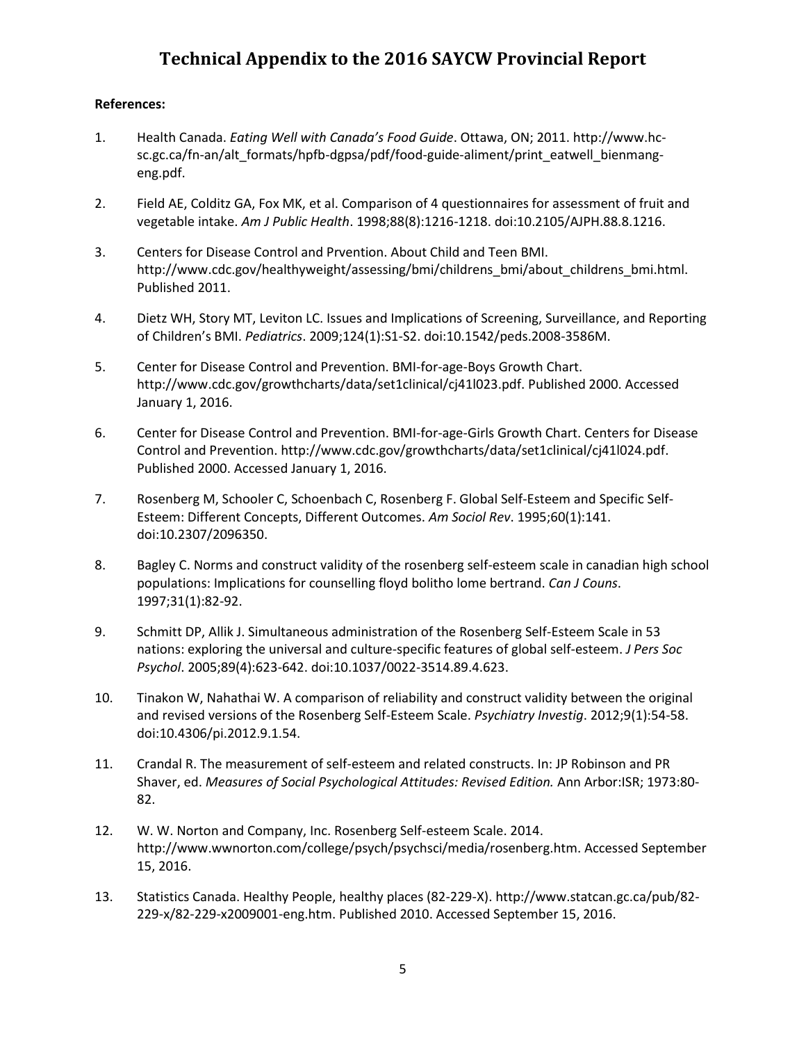# Technical Appendix to the 2016 SAYCW Provincial Report

**References:**

1. Health Canada. *Eating Well with Canada's Food Guide*. Ottawa, ON; 2011. http://www.hc-sc.gc.ca/fn-an/alt_formats/hpfb-dgpsa/pdf/food-guide-aliment/print_eatwell_bienmang-eng.pdf.
2. Field AE, Colditz GA, Fox MK, et al. Comparison of 4 questionnaires for assessment of fruit and vegetable intake. *Am J Public Health*. 1998;88(8):1216-1218. doi:10.2105/AJPH.88.8.1216.
3. Centers for Disease Control and Prvention. About Child and Teen BMI. http://www.cdc.gov/healthyweight/assessing/bmi/childrens_bmi/about_childrens_bmi.html. Published 2011.
4. Dietz WH, Story MT, Leviton LC. Issues and Implications of Screening, Surveillance, and Reporting of Children's BMI. *Pediatrics*. 2009;124(1):S1-S2. doi:10.1542/peds.2008-3586M.
5. Center for Disease Control and Prevention. BMI-for-age-Boys Growth Chart. http://www.cdc.gov/growthcharts/data/set1clinical/cj41l023.pdf. Published 2000. Accessed January 1, 2016.
6. Center for Disease Control and Prevention. BMI-for-age-Girls Growth Chart. Centers for Disease Control and Prevention. http://www.cdc.gov/growthcharts/data/set1clinical/cj41l024.pdf. Published 2000. Accessed January 1, 2016.
7. Rosenberg M, Schooler C, Schoenbach C, Rosenberg F. Global Self-Esteem and Specific Self-Esteem: Different Concepts, Different Outcomes. *Am Sociol Rev*. 1995;60(1):141. doi:10.2307/2096350.
8. Bagley C. Norms and construct validity of the rosenberg self-esteem scale in canadian high school populations: Implications for counselling floyd bolitho lome bertrand. *Can J Couns*. 1997;31(1):82-92.
9. Schmitt DP, Allik J. Simultaneous administration of the Rosenberg Self-Esteem Scale in 53 nations: exploring the universal and culture-specific features of global self-esteem. *J Pers Soc Psychol*. 2005;89(4):623-642. doi:10.1037/0022-3514.89.4.623.
10. Tinakon W, Nahathai W. A comparison of reliability and construct validity between the original and revised versions of the Rosenberg Self-Esteem Scale. *Psychiatry Investig*. 2012;9(1):54-58. doi:10.4306/pi.2012.9.1.54.
11. Crandal R. The measurement of self-esteem and related constructs. In: JP Robinson and PR Shaver, ed. *Measures of Social Psychological Attitudes: Revised Edition.* Ann Arbor:ISR; 1973:80-82.
12. W. W. Norton and Company, Inc. Rosenberg Self-esteem Scale. 2014. http://www.wwnorton.com/college/psych/psychsci/media/rosenberg.htm. Accessed September 15, 2016.
13. Statistics Canada. Healthy People, healthy places (82-229-X). http://www.statcan.gc.ca/pub/82-229-x/82-229-x2009001-eng.htm. Published 2010. Accessed September 15, 2016.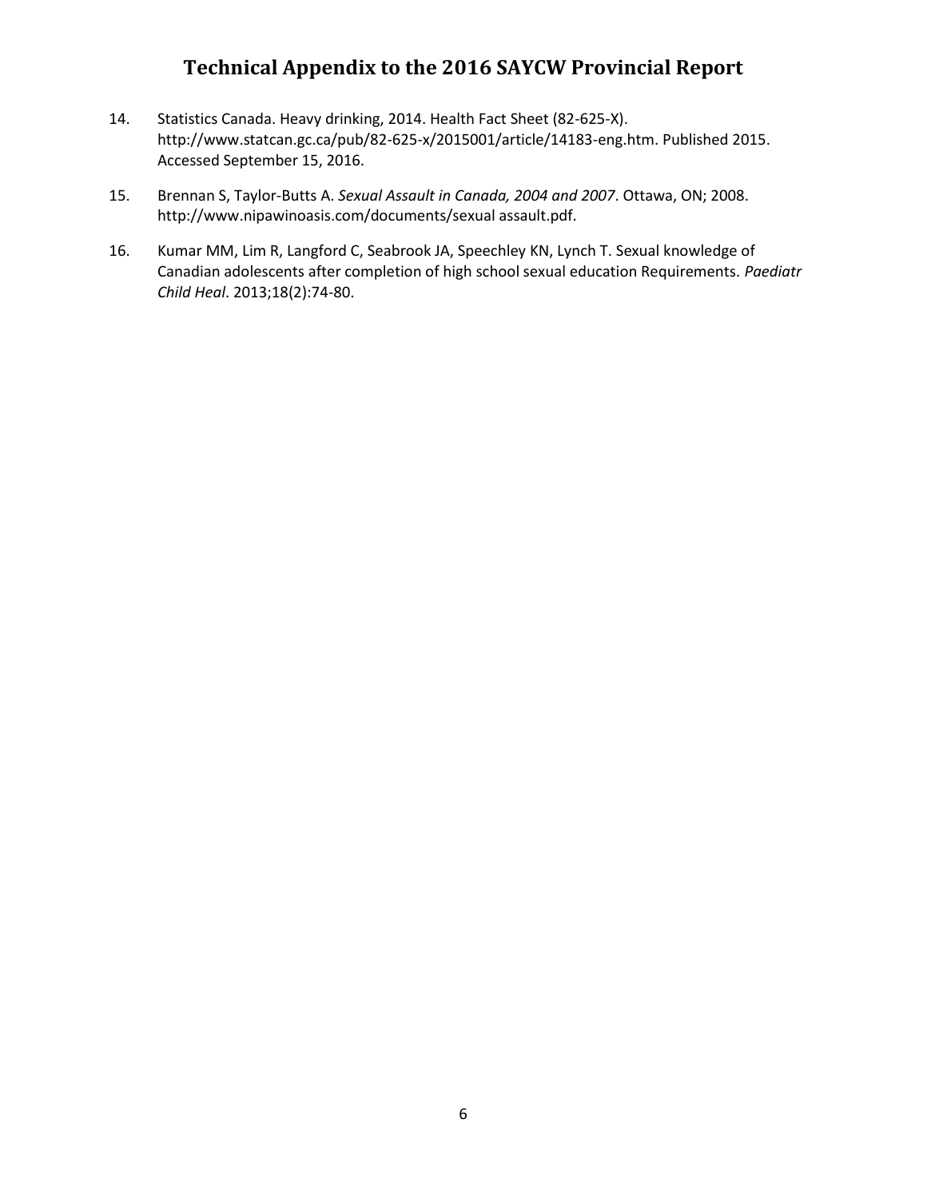14. Statistics Canada. Heavy drinking, 2014. Health Fact Sheet (82-625-X). http://www.statcan.gc.ca/pub/82-625-x/2015001/article/14183-eng.htm. Published 2015. Accessed September 15, 2016.

15. Brennan S, Taylor-Butts A. *Sexual Assault in Canada, 2004 and 2007*. Ottawa, ON; 2008. http://www.nipawinoasis.com/documents/sexual assault.pdf.

16. Kumar MM, Lim R, Langford C, Seabrook JA, Speechley KN, Lynch T. Sexual knowledge of Canadian adolescents after completion of high school sexual education Requirements. *Paediatr Child Heal*. 2013;18(2):74-80.